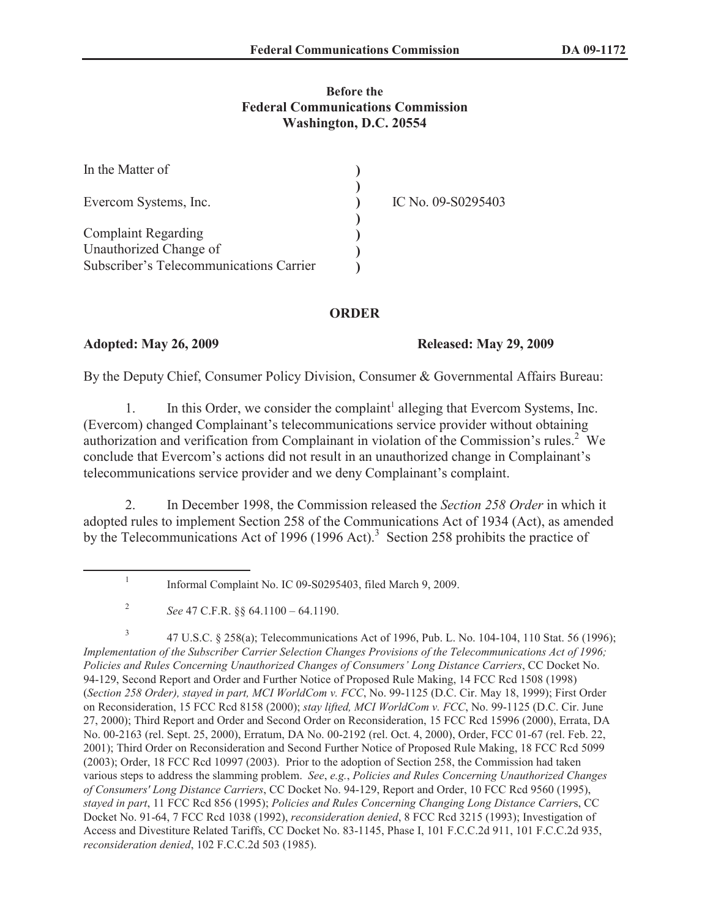**Before the**
**Federal Communications Commission**
**Washington, D.C. 20554**

| | | |
|---|---|---|
| In the Matter of | ) | |
| | ) | |
| Evercom Systems, Inc. | ) | IC No. 09-S0295403 |
| | ) | |
| Complaint Regarding | ) | |
| Unauthorized Change of | ) | |
| Subscriber's Telecommunications Carrier | ) | |

## ORDER

**Adopted: May 26, 2009** **Released: May 29, 2009**

By the Deputy Chief, Consumer Policy Division, Consumer & Governmental Affairs Bureau:

1. In this Order, we consider the complaint[1] alleging that Evercom Systems, Inc. (Evercom) changed Complainant's telecommunications service provider without obtaining authorization and verification from Complainant in violation of the Commission's rules.[2] We conclude that Evercom's actions did not result in an unauthorized change in Complainant's telecommunications service provider and we deny Complainant's complaint.

2. In December 1998, the Commission released the *Section 258 Order* in which it adopted rules to implement Section 258 of the Communications Act of 1934 (Act), as amended by the Telecommunications Act of 1996 (1996 Act).[3] Section 258 prohibits the practice of

---

[1] Informal Complaint No. IC 09-S0295403, filed March 9, 2009.

[2] *See* 47 C.F.R. §§ 64.1100 – 64.1190.

[3] 47 U.S.C. § 258(a); Telecommunications Act of 1996, Pub. L. No. 104-104, 110 Stat. 56 (1996); *Implementation of the Subscriber Carrier Selection Changes Provisions of the Telecommunications Act of 1996; Policies and Rules Concerning Unauthorized Changes of Consumers' Long Distance Carriers*, CC Docket No. 94-129, Second Report and Order and Further Notice of Proposed Rule Making, 14 FCC Rcd 1508 (1998) (*Section 258 Order), stayed in part, MCI WorldCom v. FCC*, No. 99-1125 (D.C. Cir. May 18, 1999); First Order on Reconsideration, 15 FCC Rcd 8158 (2000); *stay lifted, MCI WorldCom v. FCC*, No. 99-1125 (D.C. Cir. June 27, 2000); Third Report and Order and Second Order on Reconsideration, 15 FCC Rcd 15996 (2000), Errata, DA No. 00-2163 (rel. Sept. 25, 2000), Erratum, DA No. 00-2192 (rel. Oct. 4, 2000), Order, FCC 01-67 (rel. Feb. 22, 2001); Third Order on Reconsideration and Second Further Notice of Proposed Rule Making, 18 FCC Rcd 5099 (2003); Order, 18 FCC Rcd 10997 (2003). Prior to the adoption of Section 258, the Commission had taken various steps to address the slamming problem. *See*, *e.g.*, *Policies and Rules Concerning Unauthorized Changes of Consumers' Long Distance Carriers*, CC Docket No. 94-129, Report and Order, 10 FCC Rcd 9560 (1995), *stayed in part*, 11 FCC Rcd 856 (1995); *Policies and Rules Concerning Changing Long Distance Carrier*s, CC Docket No. 91-64, 7 FCC Rcd 1038 (1992), *reconsideration denied*, 8 FCC Rcd 3215 (1993); Investigation of Access and Divestiture Related Tariffs, CC Docket No. 83-1145, Phase I, 101 F.C.C.2d 911, 101 F.C.C.2d 935, *reconsideration denied*, 102 F.C.C.2d 503 (1985).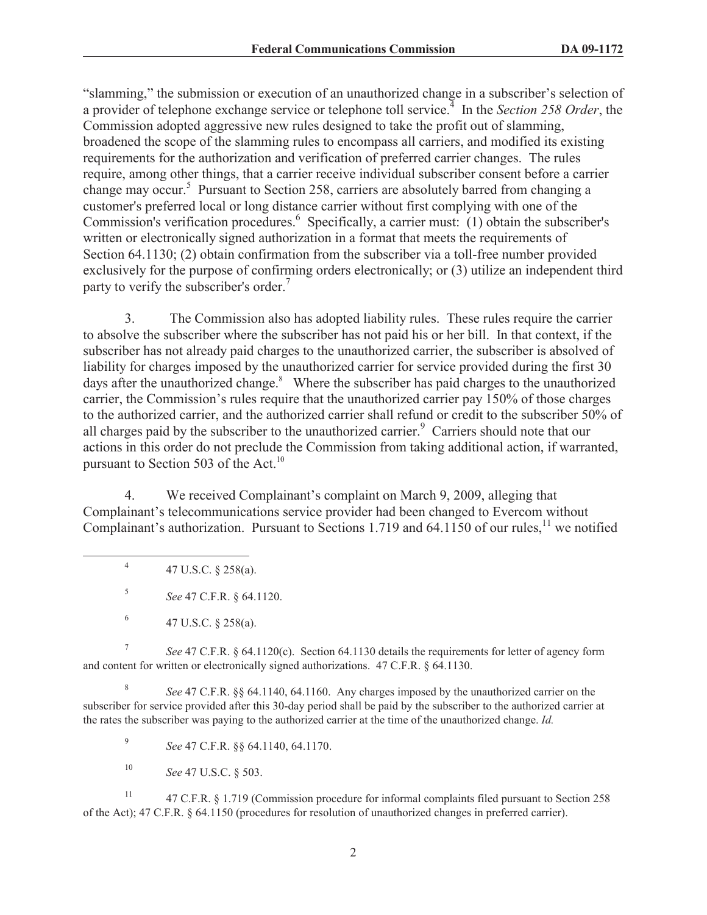"slamming," the submission or execution of an unauthorized change in a subscriber's selection of a provider of telephone exchange service or telephone toll service.[4] In the *Section 258 Order*, the Commission adopted aggressive new rules designed to take the profit out of slamming, broadened the scope of the slamming rules to encompass all carriers, and modified its existing requirements for the authorization and verification of preferred carrier changes. The rules require, among other things, that a carrier receive individual subscriber consent before a carrier change may occur.[5] Pursuant to Section 258, carriers are absolutely barred from changing a customer's preferred local or long distance carrier without first complying with one of the Commission's verification procedures.[6] Specifically, a carrier must: (1) obtain the subscriber's written or electronically signed authorization in a format that meets the requirements of Section 64.1130; (2) obtain confirmation from the subscriber via a toll-free number provided exclusively for the purpose of confirming orders electronically; or (3) utilize an independent third party to verify the subscriber's order.[7]

3. The Commission also has adopted liability rules. These rules require the carrier to absolve the subscriber where the subscriber has not paid his or her bill. In that context, if the subscriber has not already paid charges to the unauthorized carrier, the subscriber is absolved of liability for charges imposed by the unauthorized carrier for service provided during the first 30 days after the unauthorized change.[8] Where the subscriber has paid charges to the unauthorized carrier, the Commission's rules require that the unauthorized carrier pay 150% of those charges to the authorized carrier, and the authorized carrier shall refund or credit to the subscriber 50% of all charges paid by the subscriber to the unauthorized carrier.[9] Carriers should note that our actions in this order do not preclude the Commission from taking additional action, if warranted, pursuant to Section 503 of the Act.[10]

4. We received Complainant's complaint on March 9, 2009, alleging that Complainant's telecommunications service provider had been changed to Evercom without Complainant's authorization. Pursuant to Sections 1.719 and 64.1150 of our rules,[11] we notified

---

[4] 47 U.S.C. § 258(a).

[5] *See* 47 C.F.R. § 64.1120.

[6] 47 U.S.C. § 258(a).

[7] *See* 47 C.F.R. § 64.1120(c). Section 64.1130 details the requirements for letter of agency form and content for written or electronically signed authorizations. 47 C.F.R. § 64.1130.

[8] *See* 47 C.F.R. §§ 64.1140, 64.1160. Any charges imposed by the unauthorized carrier on the subscriber for service provided after this 30-day period shall be paid by the subscriber to the authorized carrier at the rates the subscriber was paying to the authorized carrier at the time of the unauthorized change. *Id.*

[9] *See* 47 C.F.R. §§ 64.1140, 64.1170.

[10] *See* 47 U.S.C. § 503.

[11] 47 C.F.R. § 1.719 (Commission procedure for informal complaints filed pursuant to Section 258 of the Act); 47 C.F.R. § 64.1150 (procedures for resolution of unauthorized changes in preferred carrier).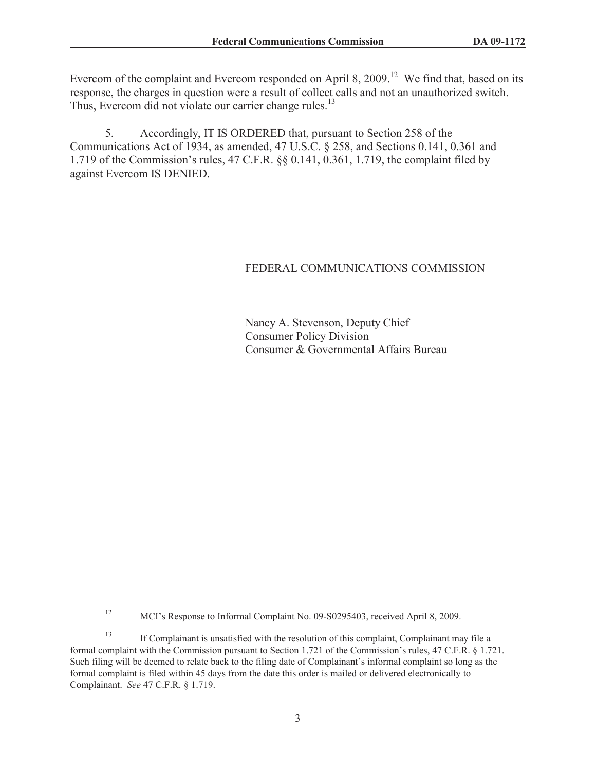Evercom of the complaint and Evercom responded on April 8, 2009.[12] We find that, based on its response, the charges in question were a result of collect calls and not an unauthorized switch. Thus, Evercom did not violate our carrier change rules.[13]

5. Accordingly, IT IS ORDERED that, pursuant to Section 258 of the Communications Act of 1934, as amended, 47 U.S.C. § 258, and Sections 0.141, 0.361 and 1.719 of the Commission's rules, 47 C.F.R. §§ 0.141, 0.361, 1.719, the complaint filed by against Evercom IS DENIED.

FEDERAL COMMUNICATIONS COMMISSION

Nancy A. Stevenson, Deputy Chief
Consumer Policy Division
Consumer & Governmental Affairs Bureau

---

[12] MCI's Response to Informal Complaint No. 09-S0295403, received April 8, 2009.

[13] If Complainant is unsatisfied with the resolution of this complaint, Complainant may file a formal complaint with the Commission pursuant to Section 1.721 of the Commission's rules, 47 C.F.R. § 1.721. Such filing will be deemed to relate back to the filing date of Complainant's informal complaint so long as the formal complaint is filed within 45 days from the date this order is mailed or delivered electronically to Complainant. *See* 47 C.F.R. § 1.719.